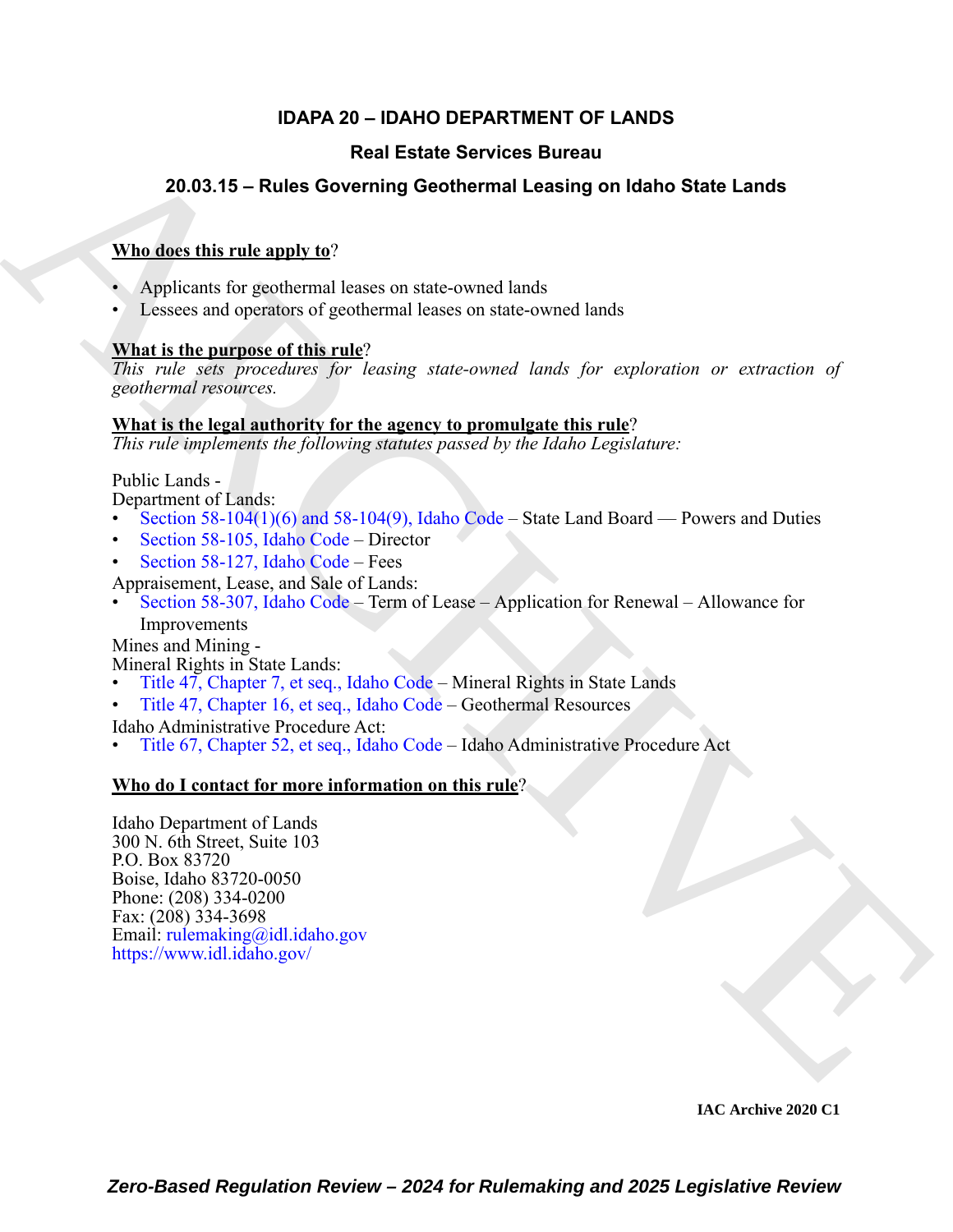# IDAPA 20 – IDAHO DEPARTMENT OF LANDS

## Real Estate Services Bureau

## 20.03.15 – Rules Governing Geothermal Leasing on Idaho State Lands

**Who does this rule apply to**?

- Applicants for geothermal leases on state-owned lands
- Lessees and operators of geothermal leases on state-owned lands

**What is the purpose of this rule**?

*This rule sets procedures for leasing state-owned lands for exploration or extraction of geothermal resources.*

**What is the legal authority for the agency to promulgate this rule**?

*This rule implements the following statutes passed by the Idaho Legislature:*

Public Lands -
Department of Lands:

- Section 58-104(1)(6) and 58-104(9), Idaho Code – State Land Board — Powers and Duties
- Section 58-105, Idaho Code – Director
- Section 58-127, Idaho Code – Fees

Appraisement, Lease, and Sale of Lands:

- Section 58-307, Idaho Code – Term of Lease – Application for Renewal – Allowance for Improvements

Mines and Mining -
Mineral Rights in State Lands:

- Title 47, Chapter 7, et seq., Idaho Code – Mineral Rights in State Lands
- Title 47, Chapter 16, et seq., Idaho Code – Geothermal Resources

Idaho Administrative Procedure Act:

- Title 67, Chapter 52, et seq., Idaho Code – Idaho Administrative Procedure Act

**Who do I contact for more information on this rule**?

Idaho Department of Lands
300 N. 6th Street, Suite 103
P.O. Box 83720
Boise, Idaho 83720-0050
Phone: (208) 334-0200
Fax: (208) 334-3698
Email: rulemaking@idl.idaho.gov
https://www.idl.idaho.gov/

IAC Archive 2020 C1

*Zero-Based Regulation Review – 2024 for Rulemaking and 2025 Legislative Review*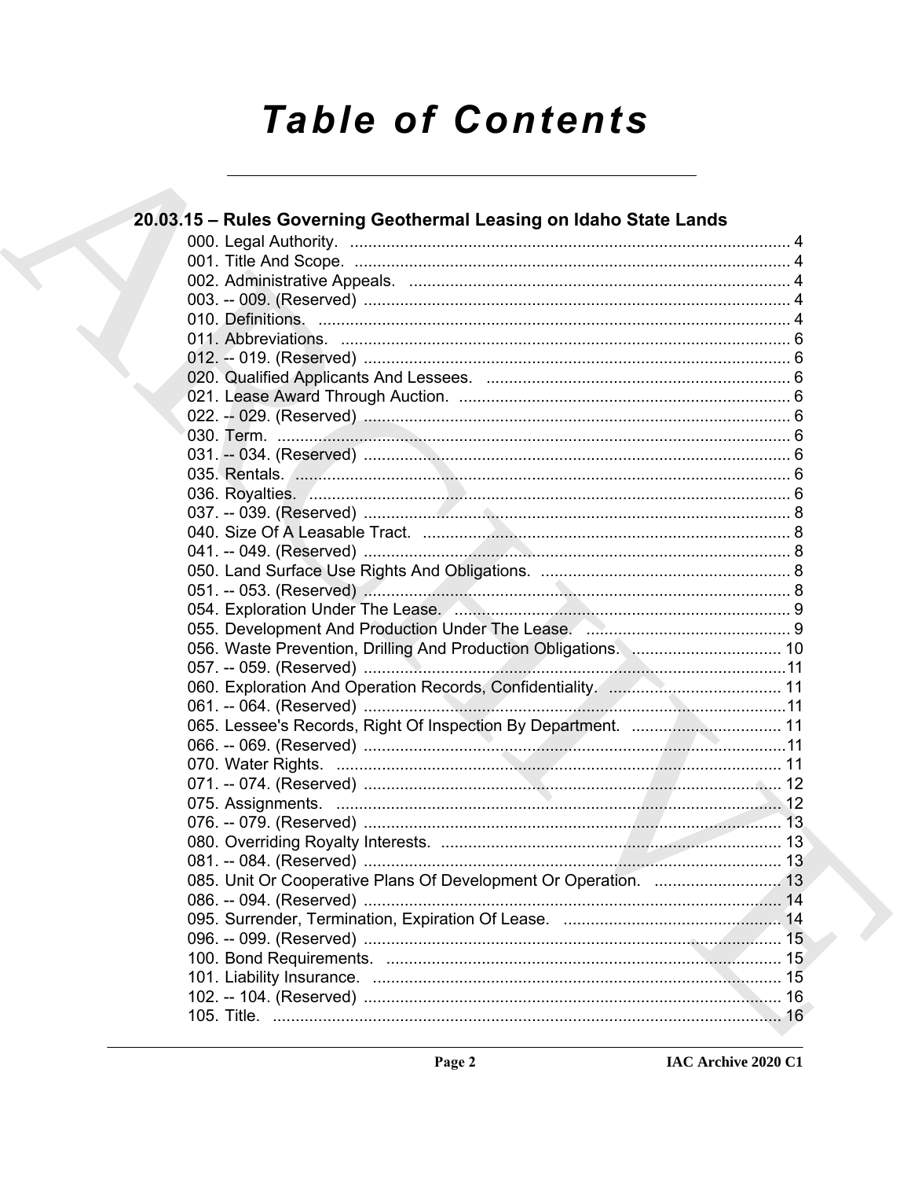# Table of Contents

## 20.03.15 – Rules Governing Geothermal Leasing on Idaho State Lands

000. Legal Authority. ... 4
001. Title And Scope. ... 4
002. Administrative Appeals. ... 4
003. -- 009. (Reserved) ... 4
010. Definitions. ... 4
011. Abbreviations. ... 6
012. -- 019. (Reserved) ... 6
020. Qualified Applicants And Lessees. ... 6
021. Lease Award Through Auction. ... 6
022. -- 029. (Reserved) ... 6
030. Term. ... 6
031. -- 034. (Reserved) ... 6
035. Rentals. ... 6
036. Royalties. ... 6
037. -- 039. (Reserved) ... 8
040. Size Of A Leasable Tract. ... 8
041. -- 049. (Reserved) ... 8
050. Land Surface Use Rights And Obligations. ... 8
051. -- 053. (Reserved) ... 8
054. Exploration Under The Lease. ... 9
055. Development And Production Under The Lease. ... 9
056. Waste Prevention, Drilling And Production Obligations. ... 10
057. -- 059. (Reserved) ... 11
060. Exploration And Operation Records, Confidentiality. ... 11
061. -- 064. (Reserved) ... 11
065. Lessee's Records, Right Of Inspection By Department. ... 11
066. -- 069. (Reserved) ... 11
070. Water Rights. ... 11
071. -- 074. (Reserved) ... 12
075. Assignments. ... 12
076. -- 079. (Reserved) ... 13
080. Overriding Royalty Interests. ... 13
081. -- 084. (Reserved) ... 13
085. Unit Or Cooperative Plans Of Development Or Operation. ... 13
086. -- 094. (Reserved) ... 14
095. Surrender, Termination, Expiration Of Lease. ... 14
096. -- 099. (Reserved) ... 15
100. Bond Requirements. ... 15
101. Liability Insurance. ... 15
102. -- 104. (Reserved) ... 16
105. Title. ... 16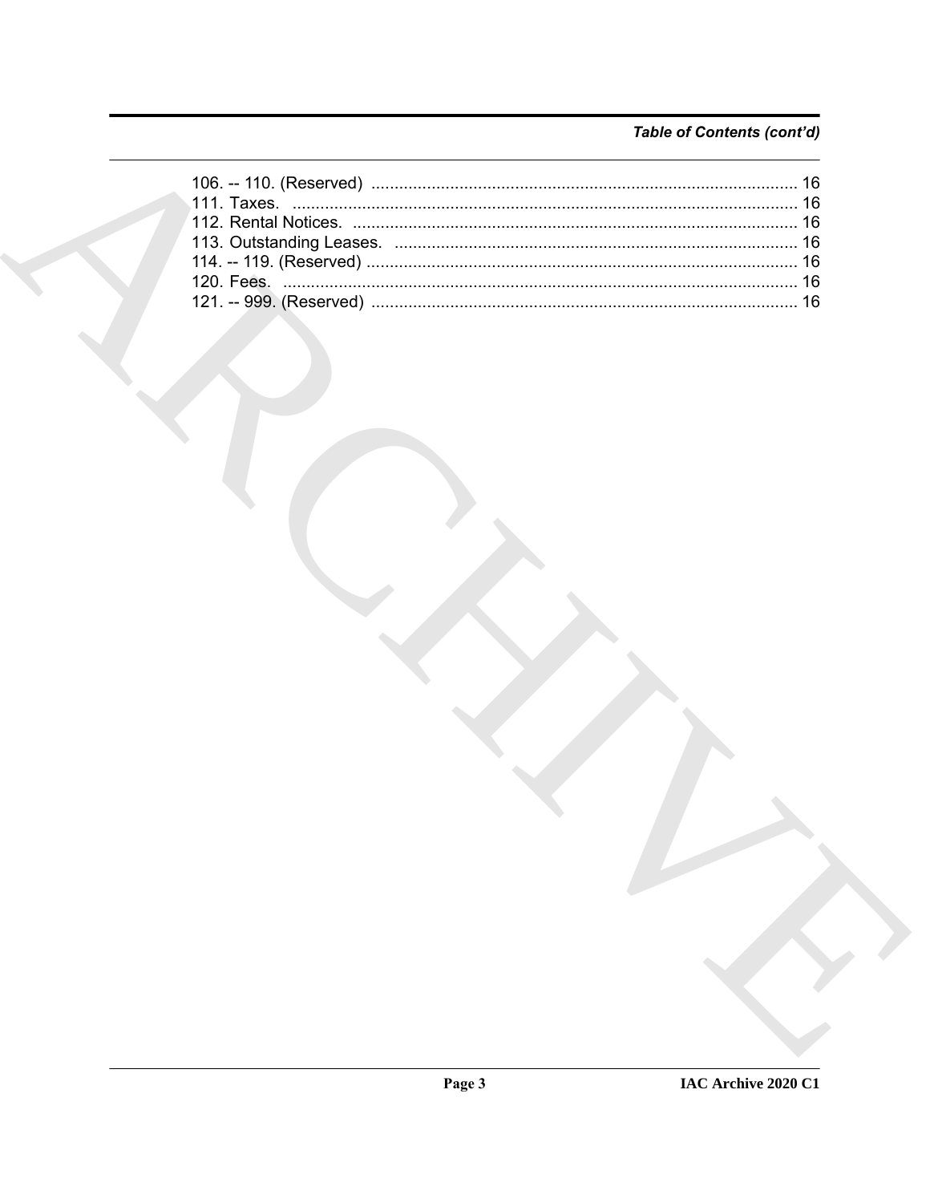*Table of Contents (cont'd)*

106. -- 110. (Reserved) ........................................................................................... 16
111. Taxes. ............................................................................................................ 16
112. Rental Notices. ................................................................................................ 16
113. Outstanding Leases. ...................................................................................... 16
114. -- 119. (Reserved) ............................................................................................ 16
120. Fees. .............................................................................................................. 16
121. -- 999. (Reserved) ........................................................................................... 16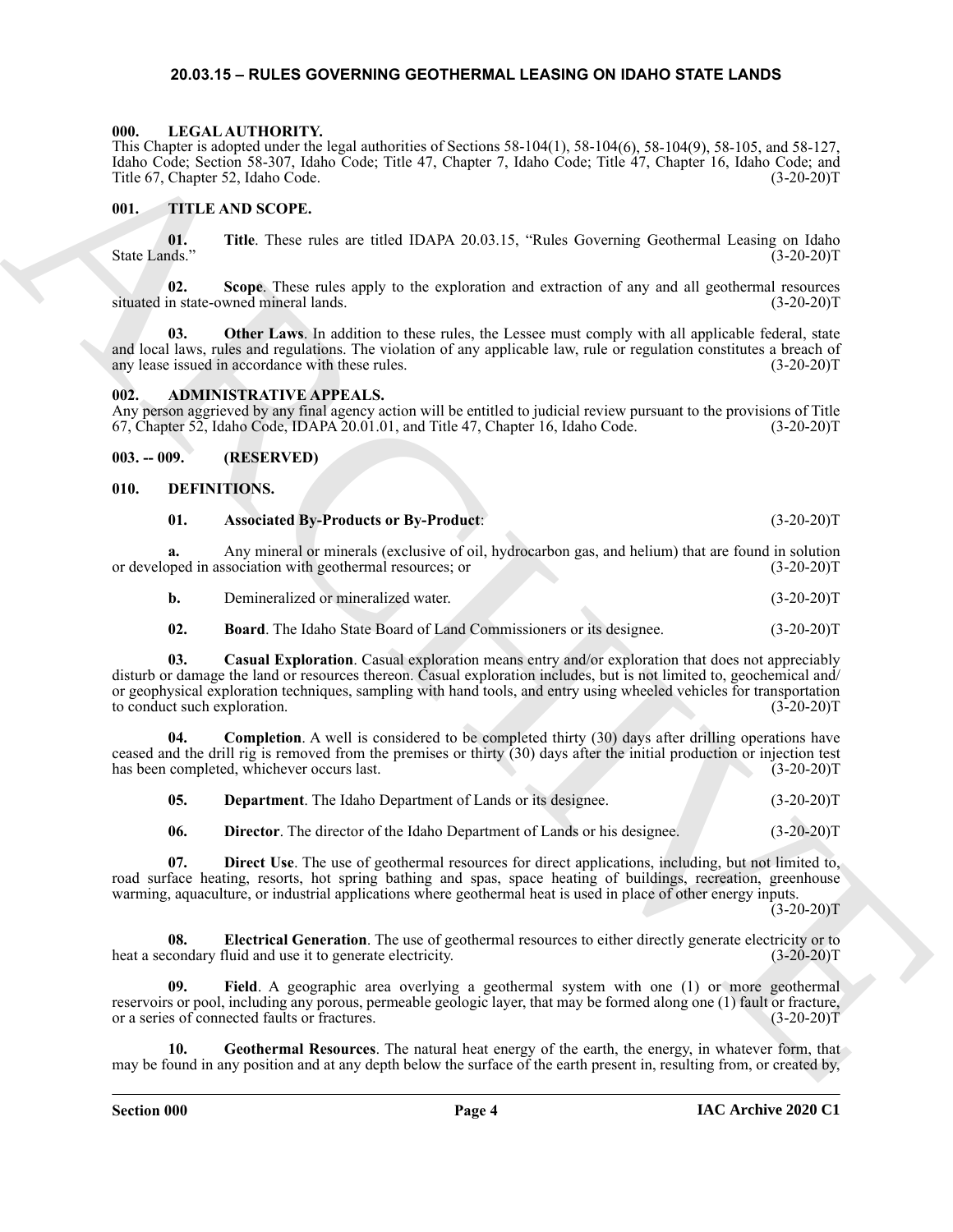# 20.03.15 – RULES GOVERNING GEOTHERMAL LEASING ON IDAHO STATE LANDS

### 000. LEGAL AUTHORITY.

This Chapter is adopted under the legal authorities of Sections 58-104(1), 58-104(6), 58-104(9), 58-105, and 58-127, Idaho Code; Section 58-307, Idaho Code; Title 47, Chapter 7, Idaho Code; Title 47, Chapter 16, Idaho Code; and Title 67, Chapter 52, Idaho Code. (3-20-20)T

### 001. TITLE AND SCOPE.

**01. Title**. These rules are titled IDAPA 20.03.15, "Rules Governing Geothermal Leasing on Idaho State Lands." (3-20-20)T

**02. Scope**. These rules apply to the exploration and extraction of any and all geothermal resources situated in state-owned mineral lands. (3-20-20)T

**03. Other Laws**. In addition to these rules, the Lessee must comply with all applicable federal, state and local laws, rules and regulations. The violation of any applicable law, rule or regulation constitutes a breach of any lease issued in accordance with these rules. (3-20-20)T

### 002. ADMINISTRATIVE APPEALS.

Any person aggrieved by any final agency action will be entitled to judicial review pursuant to the provisions of Title 67, Chapter 52, Idaho Code, IDAPA 20.01.01, and Title 47, Chapter 16, Idaho Code. (3-20-20)T

### 003. -- 009. (RESERVED)

### 010. DEFINITIONS.

**01. Associated By-Products or By-Product**: (3-20-20)T

**a.** Any mineral or minerals (exclusive of oil, hydrocarbon gas, and helium) that are found in solution or developed in association with geothermal resources; or (3-20-20)T

**b.** Demineralized or mineralized water. (3-20-20)T

**02. Board**. The Idaho State Board of Land Commissioners or its designee. (3-20-20)T

**03. Casual Exploration**. Casual exploration means entry and/or exploration that does not appreciably disturb or damage the land or resources thereon. Casual exploration includes, but is not limited to, geochemical and/or geophysical exploration techniques, sampling with hand tools, and entry using wheeled vehicles for transportation to conduct such exploration. (3-20-20)T

**04. Completion**. A well is considered to be completed thirty (30) days after drilling operations have ceased and the drill rig is removed from the premises or thirty (30) days after the initial production or injection test has been completed, whichever occurs last. (3-20-20)T

**05. Department**. The Idaho Department of Lands or its designee. (3-20-20)T

**06. Director**. The director of the Idaho Department of Lands or his designee. (3-20-20)T

**07. Direct Use**. The use of geothermal resources for direct applications, including, but not limited to, road surface heating, resorts, hot spring bathing and spas, space heating of buildings, recreation, greenhouse warming, aquaculture, or industrial applications where geothermal heat is used in place of other energy inputs. (3-20-20)T

**08. Electrical Generation**. The use of geothermal resources to either directly generate electricity or to heat a secondary fluid and use it to generate electricity. (3-20-20)T

**09. Field**. A geographic area overlying a geothermal system with one (1) or more geothermal reservoirs or pool, including any porous, permeable geologic layer, that may be formed along one (1) fault or fracture, or a series of connected faults or fractures. (3-20-20)T

**10. Geothermal Resources**. The natural heat energy of the earth, the energy, in whatever form, that may be found in any position and at any depth below the surface of the earth present in, resulting from, or created by,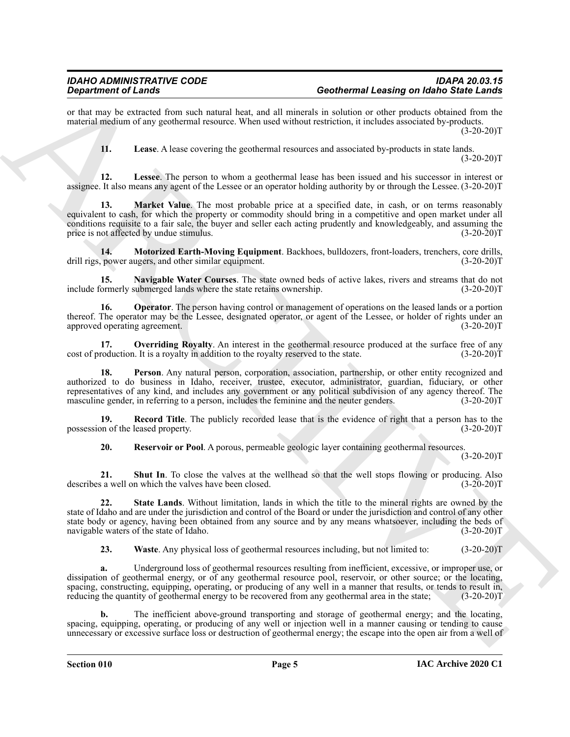or that may be extracted from such natural heat, and all minerals in solution or other products obtained from the material medium of any geothermal resource. When used without restriction, it includes associated by-products. (3-20-20)T

**11. Lease**. A lease covering the geothermal resources and associated by-products in state lands. (3-20-20)T

**12. Lessee**. The person to whom a geothermal lease has been issued and his successor in interest or assignee. It also means any agent of the Lessee or an operator holding authority by or through the Lessee. (3-20-20)T

**13. Market Value**. The most probable price at a specified date, in cash, or on terms reasonably equivalent to cash, for which the property or commodity should bring in a competitive and open market under all conditions requisite to a fair sale, the buyer and seller each acting prudently and knowledgeably, and assuming the price is not affected by undue stimulus. (3-20-20)T

**14. Motorized Earth-Moving Equipment**. Backhoes, bulldozers, front-loaders, trenchers, core drills, drill rigs, power augers, and other similar equipment. (3-20-20)T

**15. Navigable Water Courses**. The state owned beds of active lakes, rivers and streams that do not include formerly submerged lands where the state retains ownership. (3-20-20)T

**16. Operator**. The person having control or management of operations on the leased lands or a portion thereof. The operator may be the Lessee, designated operator, or agent of the Lessee, or holder of rights under an approved operating agreement. (3-20-20)T

**17. Overriding Royalty**. An interest in the geothermal resource produced at the surface free of any cost of production. It is a royalty in addition to the royalty reserved to the state. (3-20-20)T

**18. Person**. Any natural person, corporation, association, partnership, or other entity recognized and authorized to do business in Idaho, receiver, trustee, executor, administrator, guardian, fiduciary, or other representatives of any kind, and includes any government or any political subdivision of any agency thereof. The masculine gender, in referring to a person, includes the feminine and the neuter genders. (3-20-20)T

**19. Record Title**. The publicly recorded lease that is the evidence of right that a person has to the possession of the leased property. (3-20-20)T

**20. Reservoir or Pool**. A porous, permeable geologic layer containing geothermal resources. (3-20-20)T

**21. Shut In**. To close the valves at the wellhead so that the well stops flowing or producing. Also describes a well on which the valves have been closed. (3-20-20)T

**22. State Lands**. Without limitation, lands in which the title to the mineral rights are owned by the state of Idaho and are under the jurisdiction and control of the Board or under the jurisdiction and control of any other state body or agency, having been obtained from any source and by any means whatsoever, including the beds of navigable waters of the state of Idaho. (3-20-20)T

**23. Waste**. Any physical loss of geothermal resources including, but not limited to: (3-20-20)T

**a.** Underground loss of geothermal resources resulting from inefficient, excessive, or improper use, or dissipation of geothermal energy, or of any geothermal resource pool, reservoir, or other source; or the locating, spacing, constructing, equipping, operating, or producing of any well in a manner that results, or tends to result in, reducing the quantity of geothermal energy to be recovered from any geothermal area in the state; (3-20-20)T

**b.** The inefficient above-ground transporting and storage of geothermal energy; and the locating, spacing, equipping, operating, or producing of any well or injection well in a manner causing or tending to cause unnecessary or excessive surface loss or destruction of geothermal energy; the escape into the open air from a well of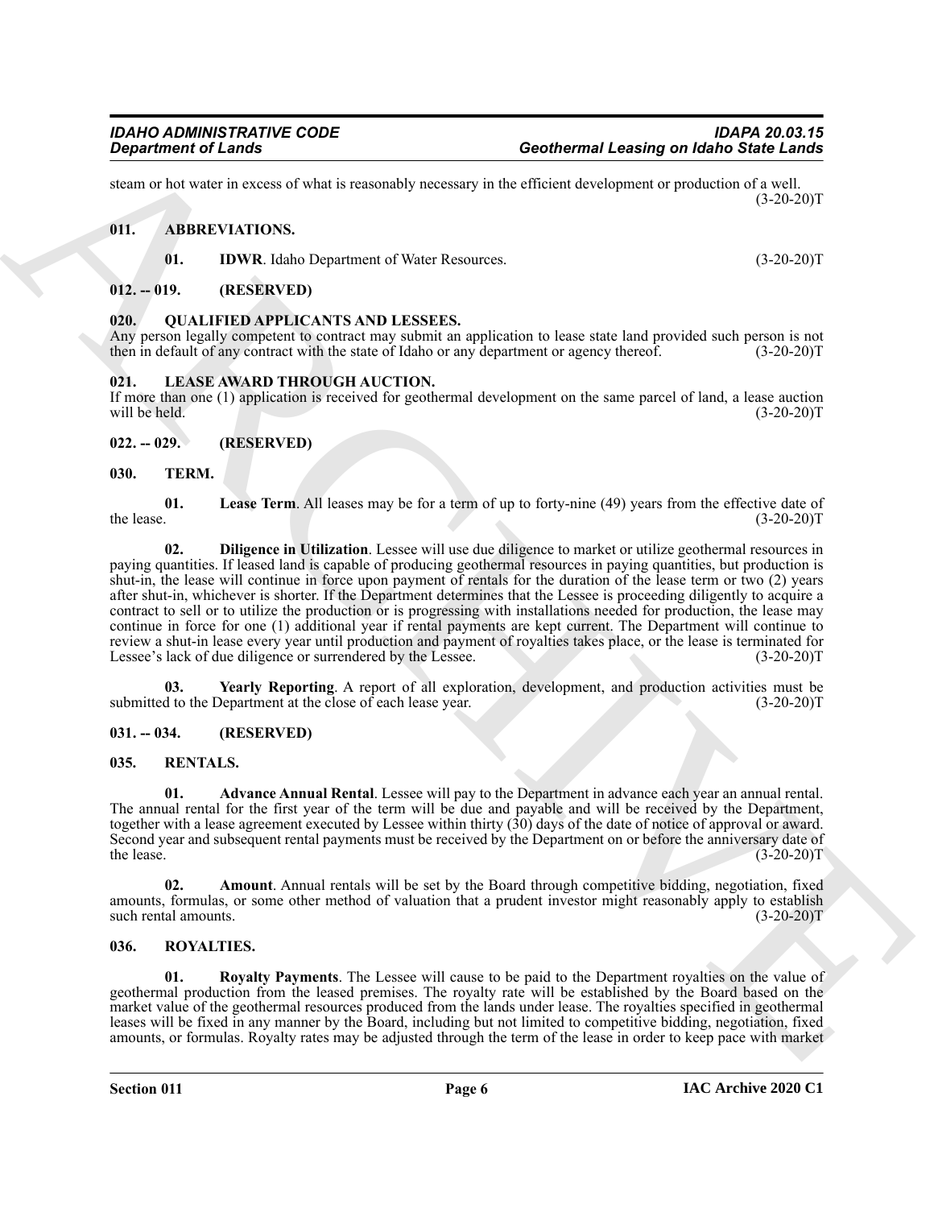steam or hot water in excess of what is reasonably necessary in the efficient development or production of a well. (3-20-20)T

## 011. ABBREVIATIONS.

**01. IDWR**. Idaho Department of Water Resources. (3-20-20)T

## 012. -- 019. (RESERVED)

## 020. QUALIFIED APPLICANTS AND LESSEES.

Any person legally competent to contract may submit an application to lease state land provided such person is not then in default of any contract with the state of Idaho or any department or agency thereof. (3-20-20)T

## 021. LEASE AWARD THROUGH AUCTION.

If more than one (1) application is received for geothermal development on the same parcel of land, a lease auction will be held. (3-20-20)T

## 022. -- 029. (RESERVED)

## 030. TERM.

**01. Lease Term**. All leases may be for a term of up to forty-nine (49) years from the effective date of the lease. (3-20-20)T

**02. Diligence in Utilization**. Lessee will use due diligence to market or utilize geothermal resources in paying quantities. If leased land is capable of producing geothermal resources in paying quantities, but production is shut-in, the lease will continue in force upon payment of rentals for the duration of the lease term or two (2) years after shut-in, whichever is shorter. If the Department determines that the Lessee is proceeding diligently to acquire a contract to sell or to utilize the production or is progressing with installations needed for production, the lease may continue in force for one (1) additional year if rental payments are kept current. The Department will continue to review a shut-in lease every year until production and payment of royalties takes place, or the lease is terminated for Lessee's lack of due diligence or surrendered by the Lessee. (3-20-20)T

**03. Yearly Reporting**. A report of all exploration, development, and production activities must be submitted to the Department at the close of each lease year. (3-20-20)T

## 031. -- 034. (RESERVED)

## 035. RENTALS.

**01. Advance Annual Rental**. Lessee will pay to the Department in advance each year an annual rental. The annual rental for the first year of the term will be due and payable and will be received by the Department, together with a lease agreement executed by Lessee within thirty (30) days of the date of notice of approval or award. Second year and subsequent rental payments must be received by the Department on or before the anniversary date of the lease. (3-20-20)T

**02. Amount**. Annual rentals will be set by the Board through competitive bidding, negotiation, fixed amounts, formulas, or some other method of valuation that a prudent investor might reasonably apply to establish such rental amounts. (3-20-20)T

## 036. ROYALTIES.

**01. Royalty Payments**. The Lessee will cause to be paid to the Department royalties on the value of geothermal production from the leased premises. The royalty rate will be established by the Board based on the market value of the geothermal resources produced from the lands under lease. The royalties specified in geothermal leases will be fixed in any manner by the Board, including but not limited to competitive bidding, negotiation, fixed amounts, or formulas. Royalty rates may be adjusted through the term of the lease in order to keep pace with market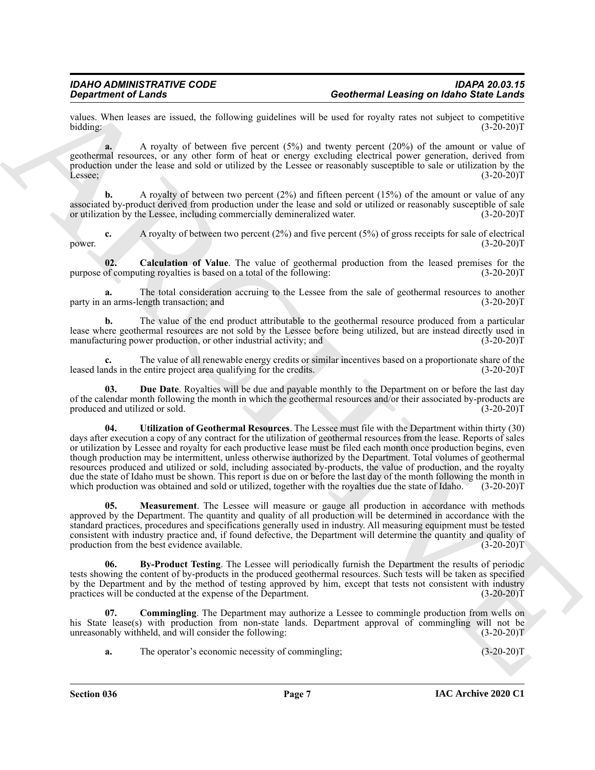values. When leases are issued, the following guidelines will be used for royalty rates not subject to competitive bidding: (3-20-20)T

**a.** A royalty of between five percent (5%) and twenty percent (20%) of the amount or value of geothermal resources, or any other form of heat or energy excluding electrical power generation, derived from production under the lease and sold or utilized by the Lessee or reasonably susceptible to sale or utilization by the Lessee; (3-20-20)T

**b.** A royalty of between two percent (2%) and fifteen percent (15%) of the amount or value of any associated by-product derived from production under the lease and sold or utilized or reasonably susceptible of sale or utilization by the Lessee, including commercially demineralized water. (3-20-20)T

**c.** A royalty of between two percent (2%) and five percent (5%) of gross receipts for sale of electrical power. (3-20-20)T

**02. Calculation of Value**. The value of geothermal production from the leased premises for the purpose of computing royalties is based on a total of the following: (3-20-20)T

**a.** The total consideration accruing to the Lessee from the sale of geothermal resources to another party in an arms-length transaction; and (3-20-20)T

**b.** The value of the end product attributable to the geothermal resource produced from a particular lease where geothermal resources are not sold by the Lessee before being utilized, but are instead directly used in manufacturing power production, or other industrial activity; and (3-20-20)T

**c.** The value of all renewable energy credits or similar incentives based on a proportionate share of the leased lands in the entire project area qualifying for the credits. (3-20-20)T

**03. Due Date**. Royalties will be due and payable monthly to the Department on or before the last day of the calendar month following the month in which the geothermal resources and/or their associated by-products are produced and utilized or sold. (3-20-20)T

**04. Utilization of Geothermal Resources**. The Lessee must file with the Department within thirty (30) days after execution a copy of any contract for the utilization of geothermal resources from the lease. Reports of sales or utilization by Lessee and royalty for each productive lease must be filed each month once production begins, even though production may be intermittent, unless otherwise authorized by the Department. Total volumes of geothermal resources produced and utilized or sold, including associated by-products, the value of production, and the royalty due the state of Idaho must be shown. This report is due on or before the last day of the month following the month in which production was obtained and sold or utilized, together with the royalties due the state of Idaho. (3-20-20)T

**05. Measurement**. The Lessee will measure or gauge all production in accordance with methods approved by the Department. The quantity and quality of all production will be determined in accordance with the standard practices, procedures and specifications generally used in industry. All measuring equipment must be tested consistent with industry practice and, if found defective, the Department will determine the quantity and quality of production from the best evidence available. (3-20-20)T

**06. By-Product Testing**. The Lessee will periodically furnish the Department the results of periodic tests showing the content of by-products in the produced geothermal resources. Such tests will be taken as specified by the Department and by the method of testing approved by him, except that tests not consistent with industry practices will be conducted at the expense of the Department. (3-20-20)T

**07. Commingling**. The Department may authorize a Lessee to commingle production from wells on his State lease(s) with production from non-state lands. Department approval of commingling will not be unreasonably withheld, and will consider the following: (3-20-20)T

**a.** The operator's economic necessity of commingling; (3-20-20)T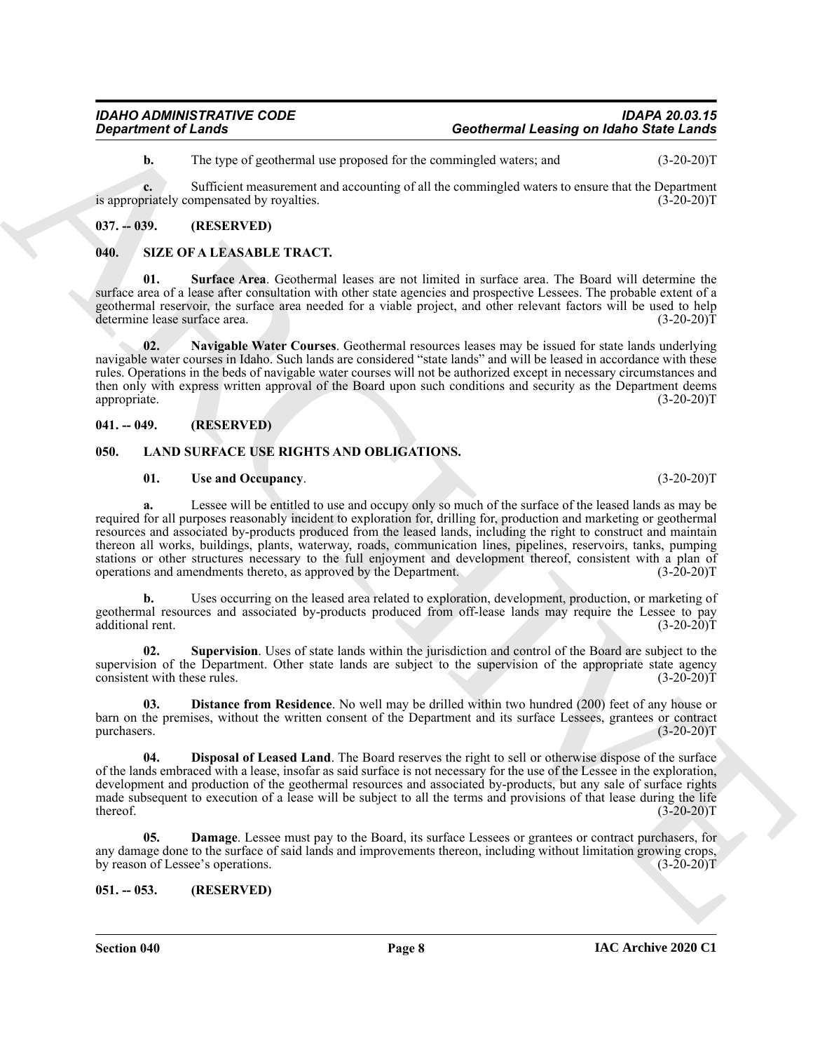**b.** The type of geothermal use proposed for the commingled waters; and (3-20-20)T

**c.** Sufficient measurement and accounting of all the commingled waters to ensure that the Department is appropriately compensated by royalties. (3-20-20)T

### 037. -- 039. (RESERVED)

### 040. SIZE OF A LEASABLE TRACT.

**01. Surface Area**. Geothermal leases are not limited in surface area. The Board will determine the surface area of a lease after consultation with other state agencies and prospective Lessees. The probable extent of a geothermal reservoir, the surface area needed for a viable project, and other relevant factors will be used to help determine lease surface area. (3-20-20)T

**02. Navigable Water Courses**. Geothermal resources leases may be issued for state lands underlying navigable water courses in Idaho. Such lands are considered "state lands" and will be leased in accordance with these rules. Operations in the beds of navigable water courses will not be authorized except in necessary circumstances and then only with express written approval of the Board upon such conditions and security as the Department deems appropriate. (3-20-20)T

### 041. -- 049. (RESERVED)

### 050. LAND SURFACE USE RIGHTS AND OBLIGATIONS.

**01. Use and Occupancy**. (3-20-20)T

**a.** Lessee will be entitled to use and occupy only so much of the surface of the leased lands as may be required for all purposes reasonably incident to exploration for, drilling for, production and marketing or geothermal resources and associated by-products produced from the leased lands, including the right to construct and maintain thereon all works, buildings, plants, waterway, roads, communication lines, pipelines, reservoirs, tanks, pumping stations or other structures necessary to the full enjoyment and development thereof, consistent with a plan of operations and amendments thereto, as approved by the Department. (3-20-20)T

**b.** Uses occurring on the leased area related to exploration, development, production, or marketing of geothermal resources and associated by-products produced from off-lease lands may require the Lessee to pay additional rent. (3-20-20)T

**02. Supervision**. Uses of state lands within the jurisdiction and control of the Board are subject to the supervision of the Department. Other state lands are subject to the supervision of the appropriate state agency consistent with these rules. (3-20-20)T

**03. Distance from Residence**. No well may be drilled within two hundred (200) feet of any house or barn on the premises, without the written consent of the Department and its surface Lessees, grantees or contract purchasers. (3-20-20)T

**04. Disposal of Leased Land**. The Board reserves the right to sell or otherwise dispose of the surface of the lands embraced with a lease, insofar as said surface is not necessary for the use of the Lessee in the exploration, development and production of the geothermal resources and associated by-products, but any sale of surface rights made subsequent to execution of a lease will be subject to all the terms and provisions of that lease during the life thereof. (3-20-20)T

**05. Damage**. Lessee must pay to the Board, its surface Lessees or grantees or contract purchasers, for any damage done to the surface of said lands and improvements thereon, including without limitation growing crops, by reason of Lessee's operations. (3-20-20)T

### 051. -- 053. (RESERVED)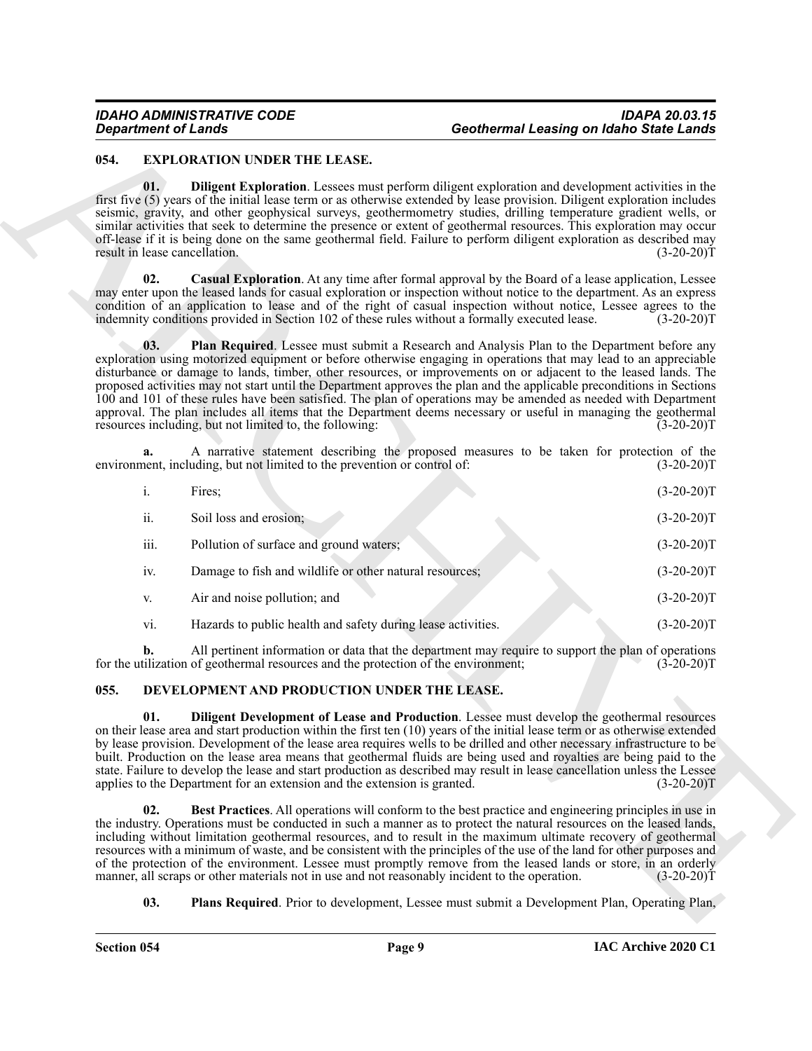## 054. EXPLORATION UNDER THE LEASE.

**01. Diligent Exploration**. Lessees must perform diligent exploration and development activities in the first five (5) years of the initial lease term or as otherwise extended by lease provision. Diligent exploration includes seismic, gravity, and other geophysical surveys, geothermometry studies, drilling temperature gradient wells, or similar activities that seek to determine the presence or extent of geothermal resources. This exploration may occur off-lease if it is being done on the same geothermal field. Failure to perform diligent exploration as described may result in lease cancellation. (3-20-20)T

**02. Casual Exploration**. At any time after formal approval by the Board of a lease application, Lessee may enter upon the leased lands for casual exploration or inspection without notice to the department. As an express condition of an application to lease and of the right of casual inspection without notice, Lessee agrees to the indemnity conditions provided in Section 102 of these rules without a formally executed lease. (3-20-20)T

**03. Plan Required**. Lessee must submit a Research and Analysis Plan to the Department before any exploration using motorized equipment or before otherwise engaging in operations that may lead to an appreciable disturbance or damage to lands, timber, other resources, or improvements on or adjacent to the leased lands. The proposed activities may not start until the Department approves the plan and the applicable preconditions in Sections 100 and 101 of these rules have been satisfied. The plan of operations may be amended as needed with Department approval. The plan includes all items that the Department deems necessary or useful in managing the geothermal resources including, but not limited to, the following: (3-20-20)T

**a.** A narrative statement describing the proposed measures to be taken for protection of the environment, including, but not limited to the prevention or control of: (3-20-20)T

i. Fires; (3-20-20)T

ii. Soil loss and erosion; (3-20-20)T

iii. Pollution of surface and ground waters; (3-20-20)T

iv. Damage to fish and wildlife or other natural resources; (3-20-20)T

v. Air and noise pollution; and (3-20-20)T

vi. Hazards to public health and safety during lease activities. (3-20-20)T

**b.** All pertinent information or data that the department may require to support the plan of operations for the utilization of geothermal resources and the protection of the environment; (3-20-20)T

## 055. DEVELOPMENT AND PRODUCTION UNDER THE LEASE.

**01. Diligent Development of Lease and Production**. Lessee must develop the geothermal resources on their lease area and start production within the first ten (10) years of the initial lease term or as otherwise extended by lease provision. Development of the lease area requires wells to be drilled and other necessary infrastructure to be built. Production on the lease area means that geothermal fluids are being used and royalties are being paid to the state. Failure to develop the lease and start production as described may result in lease cancellation unless the Lessee applies to the Department for an extension and the extension is granted. (3-20-20)T

**02. Best Practices**. All operations will conform to the best practice and engineering principles in use in the industry. Operations must be conducted in such a manner as to protect the natural resources on the leased lands, including without limitation geothermal resources, and to result in the maximum ultimate recovery of geothermal resources with a minimum of waste, and be consistent with the principles of the use of the land for other purposes and of the protection of the environment. Lessee must promptly remove from the leased lands or store, in an orderly manner, all scraps or other materials not in use and not reasonably incident to the operation. (3-20-20)T

**03. Plans Required**. Prior to development, Lessee must submit a Development Plan, Operating Plan,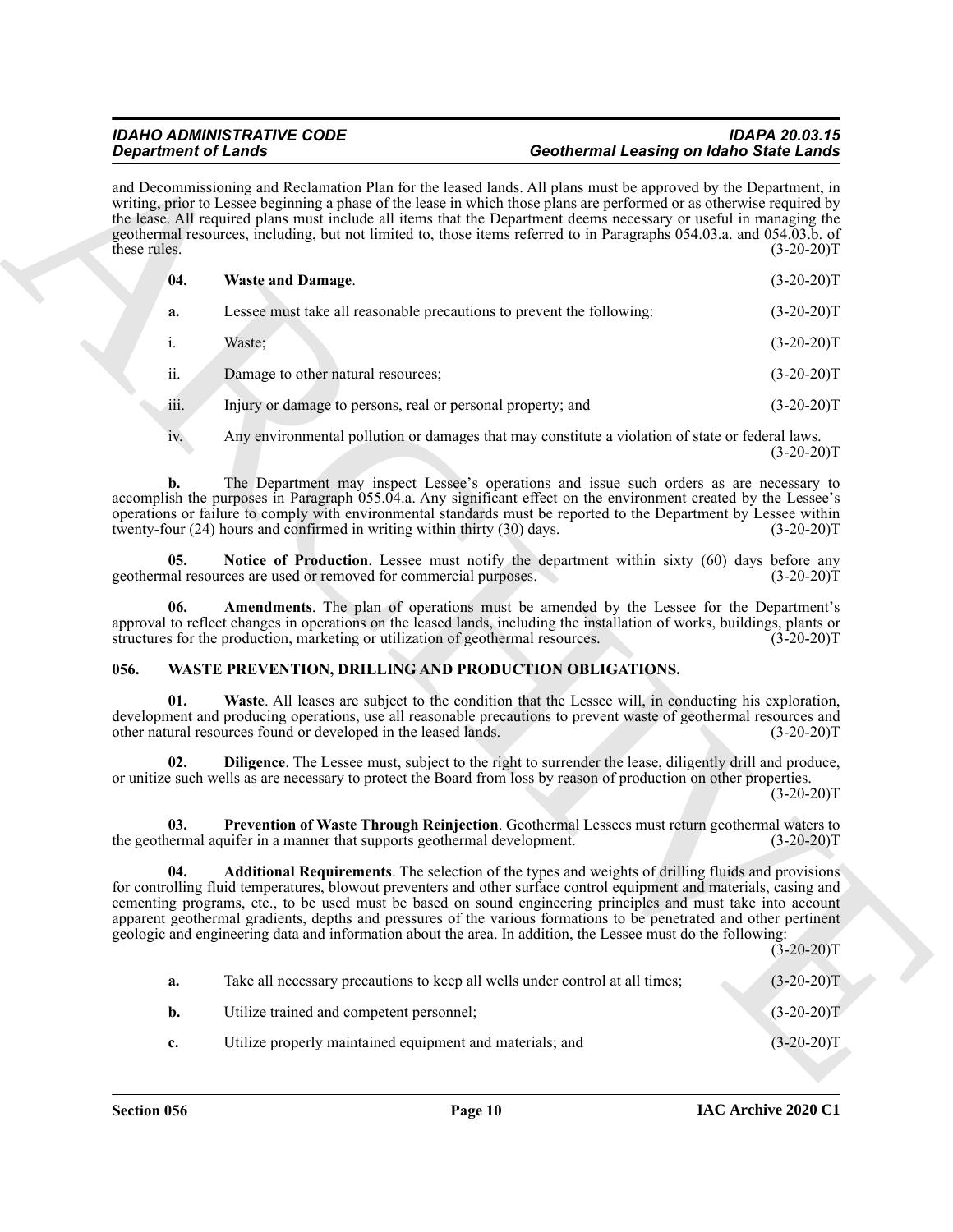and Decommissioning and Reclamation Plan for the leased lands. All plans must be approved by the Department, in writing, prior to Lessee beginning a phase of the lease in which those plans are performed or as otherwise required by the lease. All required plans must include all items that the Department deems necessary or useful in managing the geothermal resources, including, but not limited to, those items referred to in Paragraphs 054.03.a. and 054.03.b. of these rules. (3-20-20)T

**04. Waste and Damage**. (3-20-20)T

**a.** Lessee must take all reasonable precautions to prevent the following: (3-20-20)T

i. Waste; (3-20-20)T

ii. Damage to other natural resources; (3-20-20)T

iii. Injury or damage to persons, real or personal property; and (3-20-20)T

iv. Any environmental pollution or damages that may constitute a violation of state or federal laws. (3-20-20)T

**b.** The Department may inspect Lessee's operations and issue such orders as are necessary to accomplish the purposes in Paragraph 055.04.a. Any significant effect on the environment created by the Lessee's operations or failure to comply with environmental standards must be reported to the Department by Lessee within twenty-four (24) hours and confirmed in writing within thirty (30) days. (3-20-20)T

**05. Notice of Production**. Lessee must notify the department within sixty (60) days before any geothermal resources are used or removed for commercial purposes. (3-20-20)T

**06. Amendments**. The plan of operations must be amended by the Lessee for the Department's approval to reflect changes in operations on the leased lands, including the installation of works, buildings, plants or structures for the production, marketing or utilization of geothermal resources. (3-20-20)T

## 056. WASTE PREVENTION, DRILLING AND PRODUCTION OBLIGATIONS.

**01. Waste**. All leases are subject to the condition that the Lessee will, in conducting his exploration, development and producing operations, use all reasonable precautions to prevent waste of geothermal resources and other natural resources found or developed in the leased lands. (3-20-20)T

**02. Diligence**. The Lessee must, subject to the right to surrender the lease, diligently drill and produce, or unitize such wells as are necessary to protect the Board from loss by reason of production on other properties. (3-20-20)T

**03. Prevention of Waste Through Reinjection**. Geothermal Lessees must return geothermal waters to the geothermal aquifer in a manner that supports geothermal development. (3-20-20)T

**04. Additional Requirements**. The selection of the types and weights of drilling fluids and provisions for controlling fluid temperatures, blowout preventers and other surface control equipment and materials, casing and cementing programs, etc., to be used must be based on sound engineering principles and must take into account apparent geothermal gradients, depths and pressures of the various formations to be penetrated and other pertinent geologic and engineering data and information about the area. In addition, the Lessee must do the following: (3-20-20)T

**a.** Take all necessary precautions to keep all wells under control at all times; (3-20-20)T

**b.** Utilize trained and competent personnel; (3-20-20)T

**c.** Utilize properly maintained equipment and materials; and (3-20-20)T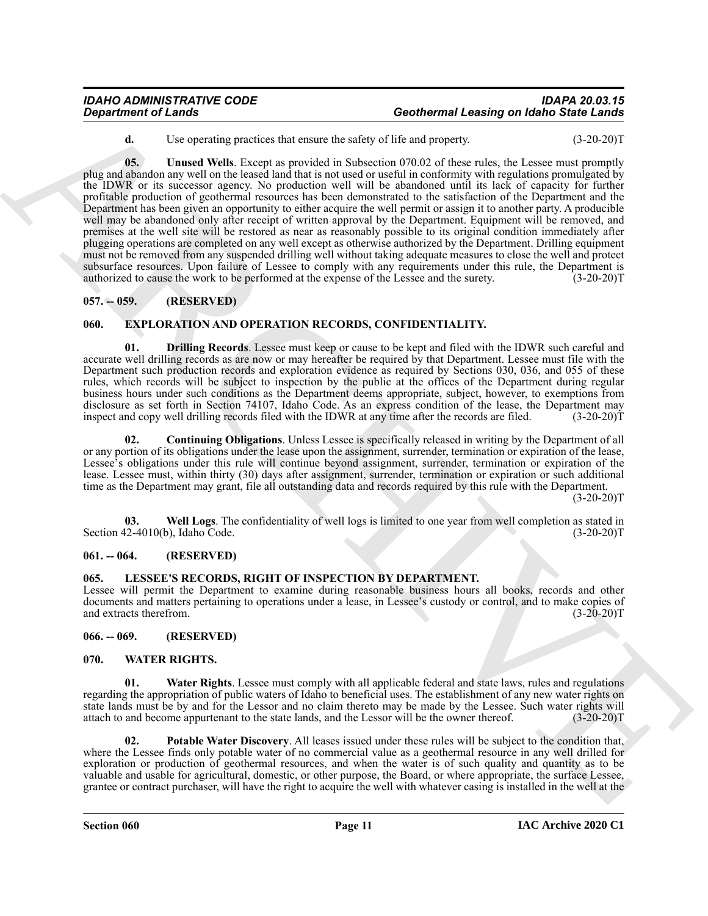**d.** Use operating practices that ensure the safety of life and property. (3-20-20)T

**05. Unused Wells**. Except as provided in Subsection 070.02 of these rules, the Lessee must promptly plug and abandon any well on the leased land that is not used or useful in conformity with regulations promulgated by the IDWR or its successor agency. No production well will be abandoned until its lack of capacity for further profitable production of geothermal resources has been demonstrated to the satisfaction of the Department and the Department has been given an opportunity to either acquire the well permit or assign it to another party. A producible well may be abandoned only after receipt of written approval by the Department. Equipment will be removed, and premises at the well site will be restored as near as reasonably possible to its original condition immediately after plugging operations are completed on any well except as otherwise authorized by the Department. Drilling equipment must not be removed from any suspended drilling well without taking adequate measures to close the well and protect subsurface resources. Upon failure of Lessee to comply with any requirements under this rule, the Department is authorized to cause the work to be performed at the expense of the Lessee and the surety. (3-20-20)T

## 057. -- 059. (RESERVED)

## 060. EXPLORATION AND OPERATION RECORDS, CONFIDENTIALITY.

**01. Drilling Records**. Lessee must keep or cause to be kept and filed with the IDWR such careful and accurate well drilling records as are now or may hereafter be required by that Department. Lessee must file with the Department such production records and exploration evidence as required by Sections 030, 036, and 055 of these rules, which records will be subject to inspection by the public at the offices of the Department during regular business hours under such conditions as the Department deems appropriate, subject, however, to exemptions from disclosure as set forth in Section 74107, Idaho Code. As an express condition of the lease, the Department may inspect and copy well drilling records filed with the IDWR at any time after the records are filed. (3-20-20)T

**02. Continuing Obligations**. Unless Lessee is specifically released in writing by the Department of all or any portion of its obligations under the lease upon the assignment, surrender, termination or expiration of the lease, Lessee's obligations under this rule will continue beyond assignment, surrender, termination or expiration of the lease. Lessee must, within thirty (30) days after assignment, surrender, termination or expiration or such additional time as the Department may grant, file all outstanding data and records required by this rule with the Department. (3-20-20)T

**03. Well Logs**. The confidentiality of well logs is limited to one year from well completion as stated in Section 42-4010(b), Idaho Code. (3-20-20)T

## 061. -- 064. (RESERVED)

## 065. LESSEE'S RECORDS, RIGHT OF INSPECTION BY DEPARTMENT.

Lessee will permit the Department to examine during reasonable business hours all books, records and other documents and matters pertaining to operations under a lease, in Lessee's custody or control, and to make copies of and extracts therefrom. (3-20-20)T

## 066. -- 069. (RESERVED)

## 070. WATER RIGHTS.

**01. Water Rights**. Lessee must comply with all applicable federal and state laws, rules and regulations regarding the appropriation of public waters of Idaho to beneficial uses. The establishment of any new water rights on state lands must be by and for the Lessor and no claim thereto may be made by the Lessee. Such water rights will attach to and become appurtenant to the state lands, and the Lessor will be the owner thereof. (3-20-20)T

**02. Potable Water Discovery**. All leases issued under these rules will be subject to the condition that, where the Lessee finds only potable water of no commercial value as a geothermal resource in any well drilled for exploration or production of geothermal resources, and when the water is of such quality and quantity as to be valuable and usable for agricultural, domestic, or other purpose, the Board, or where appropriate, the surface Lessee, grantee or contract purchaser, will have the right to acquire the well with whatever casing is installed in the well at the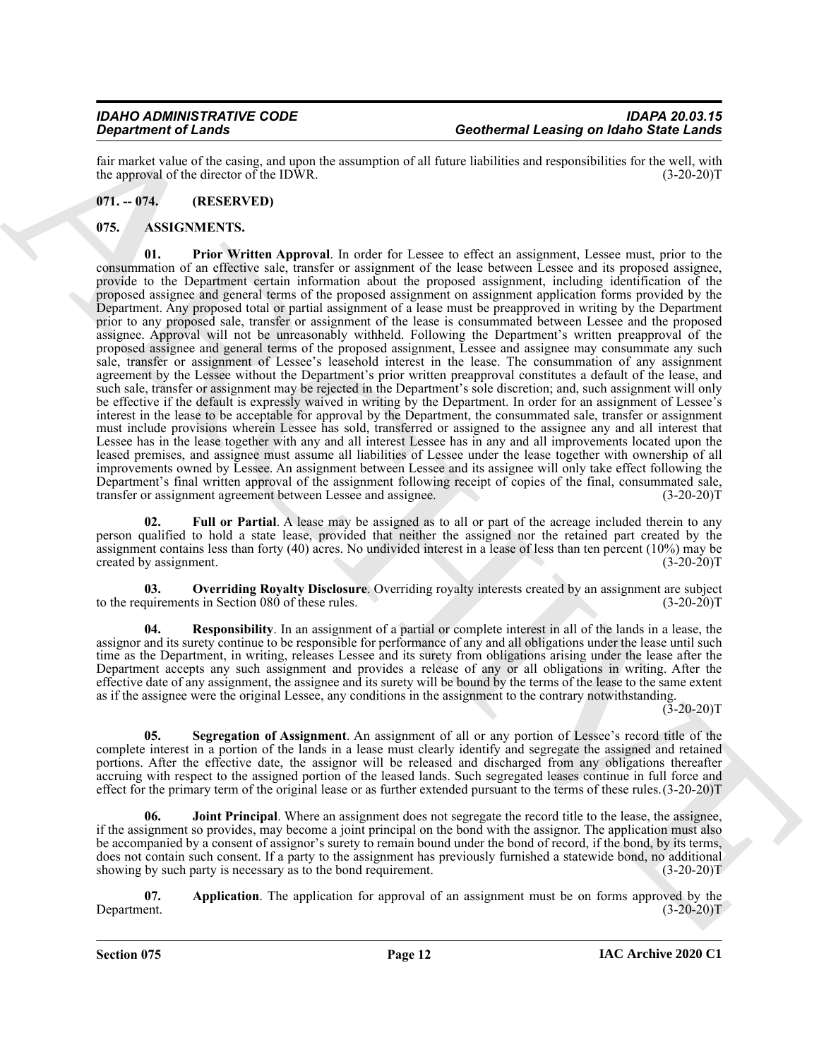fair market value of the casing, and upon the assumption of all future liabilities and responsibilities for the well, with the approval of the director of the IDWR. (3-20-20)T

**071. -- 074. (RESERVED)**

## 075. ASSIGNMENTS.

**01. Prior Written Approval**. In order for Lessee to effect an assignment, Lessee must, prior to the consummation of an effective sale, transfer or assignment of the lease between Lessee and its proposed assignee, provide to the Department certain information about the proposed assignment, including identification of the proposed assignee and general terms of the proposed assignment on assignment application forms provided by the Department. Any proposed total or partial assignment of a lease must be preapproved in writing by the Department prior to any proposed sale, transfer or assignment of the lease is consummated between Lessee and the proposed assignee. Approval will not be unreasonably withheld. Following the Department's written preapproval of the proposed assignee and general terms of the proposed assignment, Lessee and assignee may consummate any such sale, transfer or assignment of Lessee's leasehold interest in the lease. The consummation of any assignment agreement by the Lessee without the Department's prior written preapproval constitutes a default of the lease, and such sale, transfer or assignment may be rejected in the Department's sole discretion; and, such assignment will only be effective if the default is expressly waived in writing by the Department. In order for an assignment of Lessee's interest in the lease to be acceptable for approval by the Department, the consummated sale, transfer or assignment must include provisions wherein Lessee has sold, transferred or assigned to the assignee any and all interest that Lessee has in the lease together with any and all interest Lessee has in any and all improvements located upon the leased premises, and assignee must assume all liabilities of Lessee under the lease together with ownership of all improvements owned by Lessee. An assignment between Lessee and its assignee will only take effect following the Department's final written approval of the assignment following receipt of copies of the final, consummated sale, transfer or assignment agreement between Lessee and assignee. (3-20-20)T

**02. Full or Partial**. A lease may be assigned as to all or part of the acreage included therein to any person qualified to hold a state lease, provided that neither the assigned nor the retained part created by the assignment contains less than forty (40) acres. No undivided interest in a lease of less than ten percent (10%) may be created by assignment. (3-20-20)T

**03. Overriding Royalty Disclosure**. Overriding royalty interests created by an assignment are subject to the requirements in Section 080 of these rules. (3-20-20)T

**04. Responsibility**. In an assignment of a partial or complete interest in all of the lands in a lease, the assignor and its surety continue to be responsible for performance of any and all obligations under the lease until such time as the Department, in writing, releases Lessee and its surety from obligations arising under the lease after the Department accepts any such assignment and provides a release of any or all obligations in writing. After the effective date of any assignment, the assignee and its surety will be bound by the terms of the lease to the same extent as if the assignee were the original Lessee, any conditions in the assignment to the contrary notwithstanding. (3-20-20)T

**05. Segregation of Assignment**. An assignment of all or any portion of Lessee's record title of the complete interest in a portion of the lands in a lease must clearly identify and segregate the assigned and retained portions. After the effective date, the assignor will be released and discharged from any obligations thereafter accruing with respect to the assigned portion of the leased lands. Such segregated leases continue in full force and effect for the primary term of the original lease or as further extended pursuant to the terms of these rules. (3-20-20)T

**06. Joint Principal**. Where an assignment does not segregate the record title to the lease, the assignee, if the assignment so provides, may become a joint principal on the bond with the assignor. The application must also be accompanied by a consent of assignor's surety to remain bound under the bond of record, if the bond, by its terms, does not contain such consent. If a party to the assignment has previously furnished a statewide bond, no additional showing by such party is necessary as to the bond requirement. (3-20-20)T

**07. Application**. The application for approval of an assignment must be on forms approved by the Department. (3-20-20)T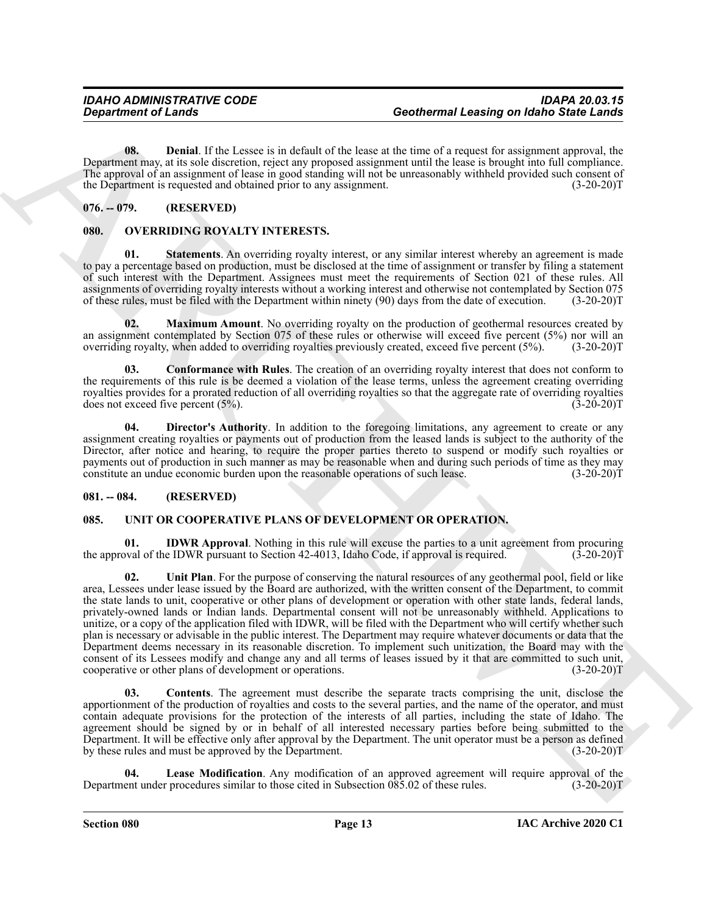**08. Denial**. If the Lessee is in default of the lease at the time of a request for assignment approval, the Department may, at its sole discretion, reject any proposed assignment until the lease is brought into full compliance. The approval of an assignment of lease in good standing will not be unreasonably withheld provided such consent of the Department is requested and obtained prior to any assignment. (3-20-20)T

## 076. -- 079. (RESERVED)

## 080. OVERRIDING ROYALTY INTERESTS.

**01. Statements**. An overriding royalty interest, or any similar interest whereby an agreement is made to pay a percentage based on production, must be disclosed at the time of assignment or transfer by filing a statement of such interest with the Department. Assignees must meet the requirements of Section 021 of these rules. All assignments of overriding royalty interests without a working interest and otherwise not contemplated by Section 075 of these rules, must be filed with the Department within ninety (90) days from the date of execution. (3-20-20)T

**02. Maximum Amount**. No overriding royalty on the production of geothermal resources created by an assignment contemplated by Section 075 of these rules or otherwise will exceed five percent (5%) nor will an overriding royalty, when added to overriding royalties previously created, exceed five percent (5%). (3-20-20)T

**03. Conformance with Rules**. The creation of an overriding royalty interest that does not conform to the requirements of this rule is be deemed a violation of the lease terms, unless the agreement creating overriding royalties provides for a prorated reduction of all overriding royalties so that the aggregate rate of overriding royalties does not exceed five percent (5%). (3-20-20)T

**04. Director's Authority**. In addition to the foregoing limitations, any agreement to create or any assignment creating royalties or payments out of production from the leased lands is subject to the authority of the Director, after notice and hearing, to require the proper parties thereto to suspend or modify such royalties or payments out of production in such manner as may be reasonable when and during such periods of time as they may constitute an undue economic burden upon the reasonable operations of such lease. (3-20-20)T

## 081. -- 084. (RESERVED)

## 085. UNIT OR COOPERATIVE PLANS OF DEVELOPMENT OR OPERATION.

**01. IDWR Approval**. Nothing in this rule will excuse the parties to a unit agreement from procuring the approval of the IDWR pursuant to Section 42-4013, Idaho Code, if approval is required. (3-20-20)T

**02. Unit Plan**. For the purpose of conserving the natural resources of any geothermal pool, field or like area, Lessees under lease issued by the Board are authorized, with the written consent of the Department, to commit the state lands to unit, cooperative or other plans of development or operation with other state lands, federal lands, privately-owned lands or Indian lands. Departmental consent will not be unreasonably withheld. Applications to unitize, or a copy of the application filed with IDWR, will be filed with the Department who will certify whether such plan is necessary or advisable in the public interest. The Department may require whatever documents or data that the Department deems necessary in its reasonable discretion. To implement such unitization, the Board may with the consent of its Lessees modify and change any and all terms of leases issued by it that are committed to such unit, cooperative or other plans of development or operations. (3-20-20)T

**03. Contents**. The agreement must describe the separate tracts comprising the unit, disclose the apportionment of the production of royalties and costs to the several parties, and the name of the operator, and must contain adequate provisions for the protection of the interests of all parties, including the state of Idaho. The agreement should be signed by or in behalf of all interested necessary parties before being submitted to the Department. It will be effective only after approval by the Department. The unit operator must be a person as defined by these rules and must be approved by the Department. (3-20-20)T

**04. Lease Modification**. Any modification of an approved agreement will require approval of the Department under procedures similar to those cited in Subsection 085.02 of these rules. (3-20-20)T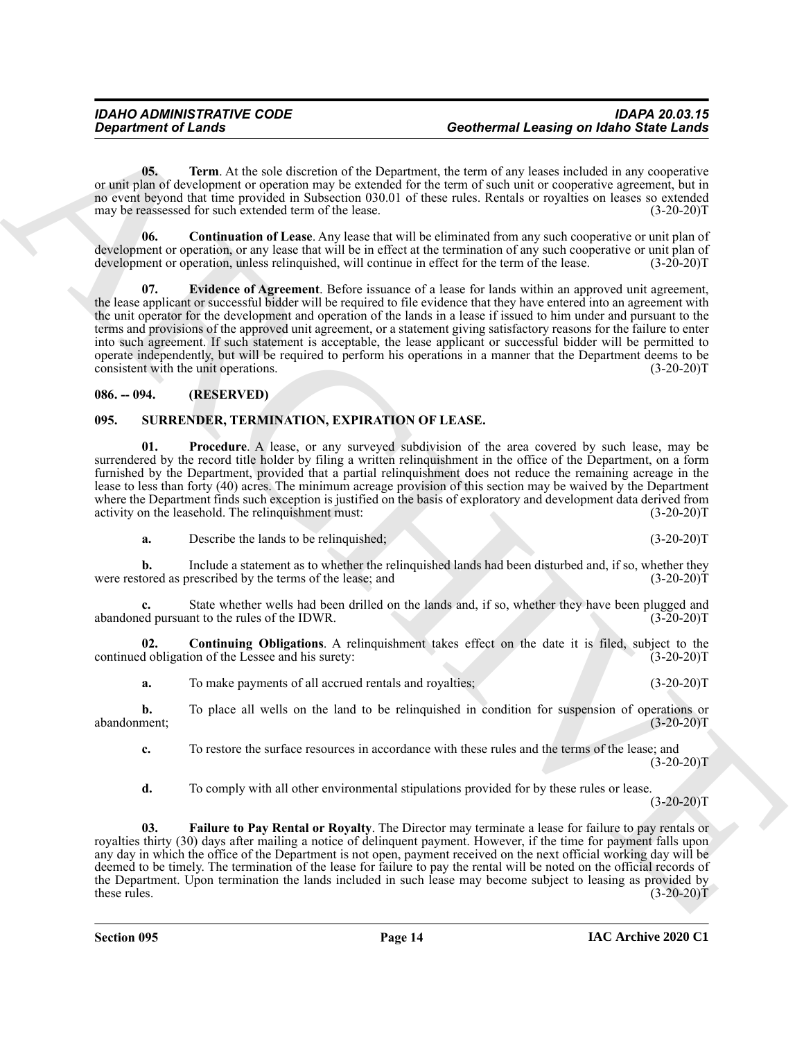**05. Term**. At the sole discretion of the Department, the term of any leases included in any cooperative or unit plan of development or operation may be extended for the term of such unit or cooperative agreement, but in no event beyond that time provided in Subsection 030.01 of these rules. Rentals or royalties on leases so extended may be reassessed for such extended term of the lease. (3-20-20)T

**06. Continuation of Lease**. Any lease that will be eliminated from any such cooperative or unit plan of development or operation, or any lease that will be in effect at the termination of any such cooperative or unit plan of development or operation, unless relinquished, will continue in effect for the term of the lease. (3-20-20)T

**07. Evidence of Agreement**. Before issuance of a lease for lands within an approved unit agreement, the lease applicant or successful bidder will be required to file evidence that they have entered into an agreement with the unit operator for the development and operation of the lands in a lease if issued to him under and pursuant to the terms and provisions of the approved unit agreement, or a statement giving satisfactory reasons for the failure to enter into such agreement. If such statement is acceptable, the lease applicant or successful bidder will be permitted to operate independently, but will be required to perform his operations in a manner that the Department deems to be consistent with the unit operations. (3-20-20)T

## 086. -- 094. (RESERVED)

## 095. SURRENDER, TERMINATION, EXPIRATION OF LEASE.

**01. Procedure**. A lease, or any surveyed subdivision of the area covered by such lease, may be surrendered by the record title holder by filing a written relinquishment in the office of the Department, on a form furnished by the Department, provided that a partial relinquishment does not reduce the remaining acreage in the lease to less than forty (40) acres. The minimum acreage provision of this section may be waived by the Department where the Department finds such exception is justified on the basis of exploratory and development data derived from activity on the leasehold. The relinquishment must: (3-20-20)T

**a.** Describe the lands to be relinquished; (3-20-20)T

**b.** Include a statement as to whether the relinquished lands had been disturbed and, if so, whether they were restored as prescribed by the terms of the lease; and (3-20-20)T

**c.** State whether wells had been drilled on the lands and, if so, whether they have been plugged and abandoned pursuant to the rules of the IDWR. (3-20-20)T

**02. Continuing Obligations**. A relinquishment takes effect on the date it is filed, subject to the continued obligation of the Lessee and his surety: (3-20-20)T

**a.** To make payments of all accrued rentals and royalties; (3-20-20)T

**b.** To place all wells on the land to be relinquished in condition for suspension of operations or abandonment; (3-20-20)T

**c.** To restore the surface resources in accordance with these rules and the terms of the lease; and (3-20-20)T

**d.** To comply with all other environmental stipulations provided for by these rules or lease. (3-20-20)T

**03. Failure to Pay Rental or Royalty**. The Director may terminate a lease for failure to pay rentals or royalties thirty (30) days after mailing a notice of delinquent payment. However, if the time for payment falls upon any day in which the office of the Department is not open, payment received on the next official working day will be deemed to be timely. The termination of the lease for failure to pay the rental will be noted on the official records of the Department. Upon termination the lands included in such lease may become subject to leasing as provided by these rules. (3-20-20)T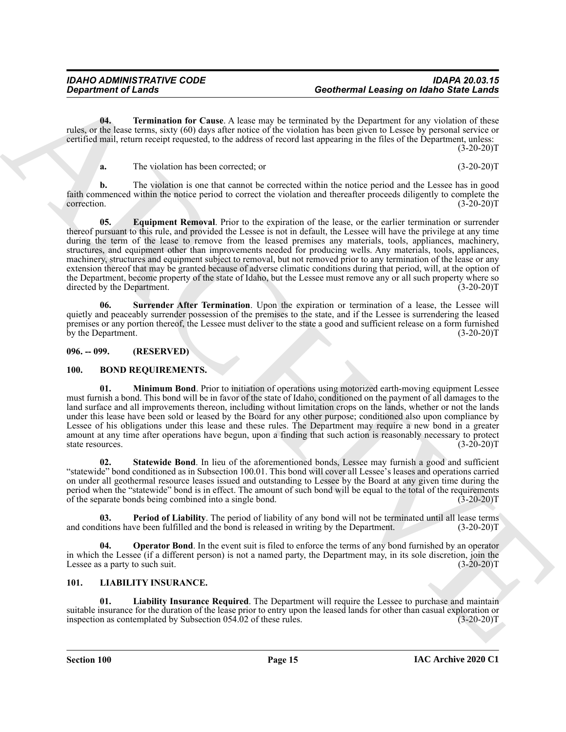**04. Termination for Cause**. A lease may be terminated by the Department for any violation of these rules, or the lease terms, sixty (60) days after notice of the violation has been given to Lessee by personal service or certified mail, return receipt requested, to the address of record last appearing in the files of the Department, unless: (3-20-20)T

**a.** The violation has been corrected; or (3-20-20)T

**b.** The violation is one that cannot be corrected within the notice period and the Lessee has in good faith commenced within the notice period to correct the violation and thereafter proceeds diligently to complete the correction. (3-20-20)T

**05. Equipment Removal**. Prior to the expiration of the lease, or the earlier termination or surrender thereof pursuant to this rule, and provided the Lessee is not in default, the Lessee will have the privilege at any time during the term of the lease to remove from the leased premises any materials, tools, appliances, machinery, structures, and equipment other than improvements needed for producing wells. Any materials, tools, appliances, machinery, structures and equipment subject to removal, but not removed prior to any termination of the lease or any extension thereof that may be granted because of adverse climatic conditions during that period, will, at the option of the Department, become property of the state of Idaho, but the Lessee must remove any or all such property where so directed by the Department. (3-20-20)T

**06. Surrender After Termination**. Upon the expiration or termination of a lease, the Lessee will quietly and peaceably surrender possession of the premises to the state, and if the Lessee is surrendering the leased premises or any portion thereof, the Lessee must deliver to the state a good and sufficient release on a form furnished by the Department. (3-20-20)T

## 096. -- 099. (RESERVED)

## 100. BOND REQUIREMENTS.

**01. Minimum Bond**. Prior to initiation of operations using motorized earth-moving equipment Lessee must furnish a bond. This bond will be in favor of the state of Idaho, conditioned on the payment of all damages to the land surface and all improvements thereon, including without limitation crops on the lands, whether or not the lands under this lease have been sold or leased by the Board for any other purpose; conditioned also upon compliance by Lessee of his obligations under this lease and these rules. The Department may require a new bond in a greater amount at any time after operations have begun, upon a finding that such action is reasonably necessary to protect state resources. (3-20-20)T

**02. Statewide Bond**. In lieu of the aforementioned bonds, Lessee may furnish a good and sufficient "statewide" bond conditioned as in Subsection 100.01. This bond will cover all Lessee's leases and operations carried on under all geothermal resource leases issued and outstanding to Lessee by the Board at any given time during the period when the "statewide" bond is in effect. The amount of such bond will be equal to the total of the requirements of the separate bonds being combined into a single bond. (3-20-20)T

**03. Period of Liability**. The period of liability of any bond will not be terminated until all lease terms and conditions have been fulfilled and the bond is released in writing by the Department. (3-20-20)T

**04. Operator Bond**. In the event suit is filed to enforce the terms of any bond furnished by an operator in which the Lessee (if a different person) is not a named party, the Department may, in its sole discretion, join the Lessee as a party to such suit. (3-20-20)T

## 101. LIABILITY INSURANCE.

**01. Liability Insurance Required**. The Department will require the Lessee to purchase and maintain suitable insurance for the duration of the lease prior to entry upon the leased lands for other than casual exploration or inspection as contemplated by Subsection 054.02 of these rules. (3-20-20)T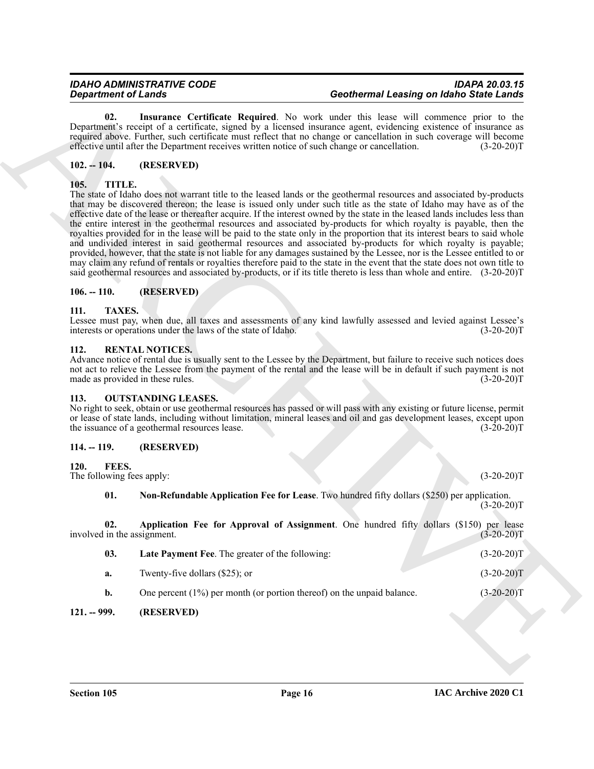**02. Insurance Certificate Required**. No work under this lease will commence prior to the Department's receipt of a certificate, signed by a licensed insurance agent, evidencing existence of insurance as required above. Further, such certificate must reflect that no change or cancellation in such coverage will become effective until after the Department receives written notice of such change or cancellation. (3-20-20)T

## 102. -- 104. (RESERVED)

## 105. TITLE.

The state of Idaho does not warrant title to the leased lands or the geothermal resources and associated by-products that may be discovered thereon; the lease is issued only under such title as the state of Idaho may have as of the effective date of the lease or thereafter acquire. If the interest owned by the state in the leased lands includes less than the entire interest in the geothermal resources and associated by-products for which royalty is payable, then the royalties provided for in the lease will be paid to the state only in the proportion that its interest bears to said whole and undivided interest in said geothermal resources and associated by-products for which royalty is payable; provided, however, that the state is not liable for any damages sustained by the Lessee, nor is the Lessee entitled to or may claim any refund of rentals or royalties therefore paid to the state in the event that the state does not own title to said geothermal resources and associated by-products, or if its title thereto is less than whole and entire. (3-20-20)T

## 106. -- 110. (RESERVED)

## 111. TAXES.

Lessee must pay, when due, all taxes and assessments of any kind lawfully assessed and levied against Lessee's interests or operations under the laws of the state of Idaho. (3-20-20)T

## 112. RENTAL NOTICES.

Advance notice of rental due is usually sent to the Lessee by the Department, but failure to receive such notices does not act to relieve the Lessee from the payment of the rental and the lease will be in default if such payment is not made as provided in these rules. (3-20-20)T

## 113. OUTSTANDING LEASES.

No right to seek, obtain or use geothermal resources has passed or will pass with any existing or future license, permit or lease of state lands, including without limitation, mineral leases and oil and gas development leases, except upon the issuance of a geothermal resources lease. (3-20-20)T

## 114. -- 119. (RESERVED)

## 120. FEES.

The following fees apply: (3-20-20)T

**01. Non-Refundable Application Fee for Lease**. Two hundred fifty dollars ($250) per application. (3-20-20)T

**02. Application Fee for Approval of Assignment**. One hundred fifty dollars ($150) per lease involved in the assignment. (3-20-20)T

**03. Late Payment Fee**. The greater of the following: (3-20-20)T

**a.** Twenty-five dollars ($25); or (3-20-20)T

**b.** One percent (1%) per month (or portion thereof) on the unpaid balance. (3-20-20)T

## 121. -- 999. (RESERVED)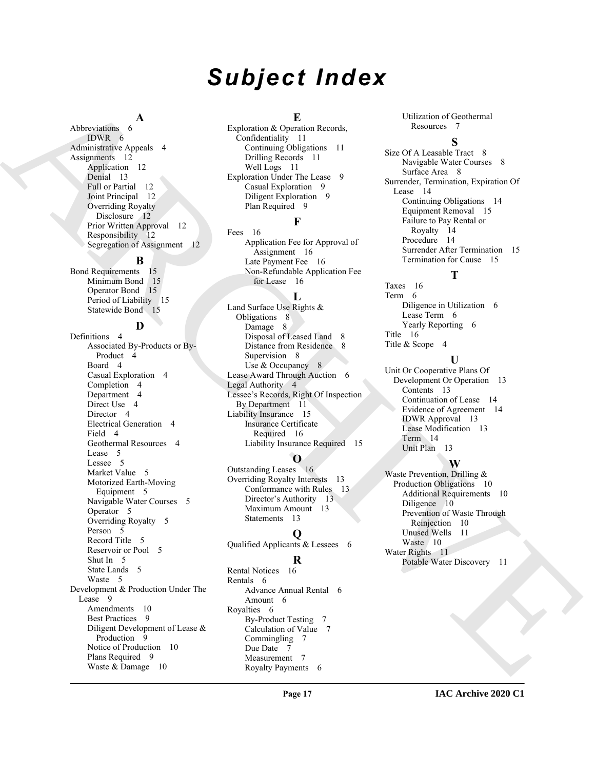# Subject Index

**A**

Abbreviations 6
- IDWR 6

Administrative Appeals 4

Assignments 12
- Application 12
- Denial 13
- Full or Partial 12
- Joint Principal 12
- Overriding Royalty Disclosure 12
- Prior Written Approval 12
- Responsibility 12
- Segregation of Assignment 12

**B**

Bond Requirements 15
- Minimum Bond 15
- Operator Bond 15
- Period of Liability 15
- Statewide Bond 15

**D**

Definitions 4
- Associated By-Products or By-Product 4
- Board 4
- Casual Exploration 4
- Completion 4
- Department 4
- Direct Use 4
- Director 4
- Electrical Generation 4
- Field 4
- Geothermal Resources 4
- Lease 5
- Lessee 5
- Market Value 5
- Motorized Earth-Moving Equipment 5
- Navigable Water Courses 5
- Operator 5
- Overriding Royalty 5
- Person 5
- Record Title 5
- Reservoir or Pool 5
- Shut In 5
- State Lands 5
- Waste 5

Development & Production Under The Lease 9
- Amendments 10
- Best Practices 9
- Diligent Development of Lease & Production 9
- Notice of Production 10
- Plans Required 9
- Waste & Damage 10

**E**

Exploration & Operation Records, Confidentiality 11
- Continuing Obligations 11
- Drilling Records 11
- Well Logs 11

Exploration Under The Lease 9
- Casual Exploration 9
- Diligent Exploration 9
- Plan Required 9

**F**

Fees 16
- Application Fee for Approval of Assignment 16
- Late Payment Fee 16
- Non-Refundable Application Fee for Lease 16

**L**

Land Surface Use Rights & Obligations 8
- Damage 8
- Disposal of Leased Land 8
- Distance from Residence 8
- Supervision 8
- Use & Occupancy 8

Lease Award Through Auction 6

Legal Authority 4

Lessee's Records, Right Of Inspection By Department 11

Liability Insurance 15
- Insurance Certificate Required 16
- Liability Insurance Required 15

**O**

Outstanding Leases 16

Overriding Royalty Interests 13
- Conformance with Rules 13
- Director's Authority 13
- Maximum Amount 13
- Statements 13

**Q**

Qualified Applicants & Lessees 6

**R**

Rental Notices 16

Rentals 6
- Advance Annual Rental 6
- Amount 6

Royalties 6
- By-Product Testing 7
- Calculation of Value 7
- Commingling 7
- Due Date 7
- Measurement 7
- Royalty Payments 6
- Utilization of Geothermal Resources 7

**S**

Size Of A Leasable Tract 8
- Navigable Water Courses 8
- Surface Area 8

Surrender, Termination, Expiration Of Lease 14
- Continuing Obligations 14
- Equipment Removal 15
- Failure to Pay Rental or Royalty 14
- Procedure 14
- Surrender After Termination 15
- Termination for Cause 15

**T**

Taxes 16

Term 6
- Diligence in Utilization 6
- Lease Term 6
- Yearly Reporting 6

Title 16

Title & Scope 4

**U**

Unit Or Cooperative Plans Of Development Or Operation 13
- Contents 13
- Continuation of Lease 14
- Evidence of Agreement 14
- IDWR Approval 13
- Lease Modification 13
- Term 14
- Unit Plan 13

**W**

Waste Prevention, Drilling & Production Obligations 10
- Additional Requirements 10
- Diligence 10
- Prevention of Waste Through Reinjection 10
- Unused Wells 11
- Waste 10

Water Rights 11
- Potable Water Discovery 11